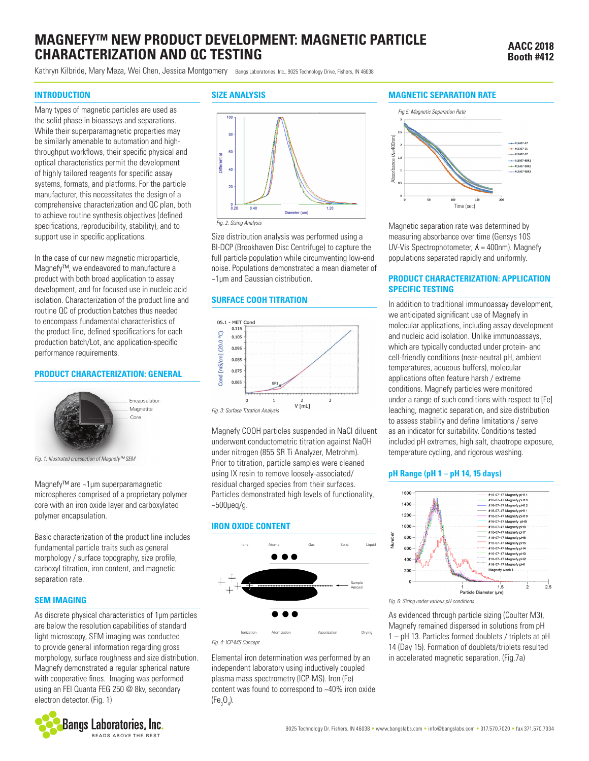# MAGNEFY™ NEW PRODUCT DEVELOPMENT: MAGNETIC PARTICLE CHARACTERIZATION AND QC TESTING

**AACC 2018**
**Booth #412**

Kathryn Kilbride, Mary Meza, Wei Chen, Jessica Montgomery — Bangs Laboratories, Inc., 9025 Technology Drive, Fishers, IN 46038

## INTRODUCTION

Many types of magnetic particles are used as the solid phase in bioassays and separations. While their superparamagnetic properties may be similarly amenable to automation and high-throughput workflows, their specific physical and optical characteristics permit the development of highly tailored reagents for specific assay systems, formats, and platforms. For the particle manufacturer, this necessitates the design of a comprehensive characterization and QC plan, both to achieve routine synthesis objectives (defined specifications, reproducibility, stability), and to support use in specific applications.

In the case of our new magnetic microparticle, Magnefy™, we endeavored to manufacture a product with both broad application to assay development, and for focused use in nucleic acid isolation. Characterization of the product line and routine QC of production batches thus needed to encompass fundamental characteristics of the product line, defined specifications for each production batch/Lot, and application-specific performance requirements.

## PRODUCT CHARACTERIZATION: GENERAL

Encapsulation
Magnetite
Core

*Fig. 1: Illustrated crossection of Magnefy™ SEM*

Magnefy™ are ~1µm superparamagnetic microspheres comprised of a proprietary polymer core with an iron oxide layer and carboxylated polymer encapsulation.

Basic characterization of the product line includes fundamental particle traits such as general morphology / surface topography, size profile, carboxyl titration, iron content, and magnetic separation rate.

## SEM IMAGING

As discrete physical characteristics of 1µm particles are below the resolution capabilities of standard light microscopy, SEM imaging was conducted to provide general information regarding gross morphology, surface roughness and size distribution. Magnefy demonstrated a regular spherical nature with cooperative fines. Imaging was performed using an FEI Quanta FEG 250 @ 8kv, secondary electron detector. (Fig. 1)

## SIZE ANALYSIS

Differential
100
80
60
40
20
0
0.20
0.40
1.20
Diameter (um)

*Fig. 2: Sizing Analysis*

Size distribution analysis was performed using a BI-DCP (Brookhaven Disc Centrifuge) to capture the full particle population while circumventing low-end noise. Populations demonstrated a mean diameter of ~1µm and Gaussian distribution.

## SURFACE COOH TITRATION

05.1 - MET Cond
Cond [mS/cm] (20.0 °C)
0.115
0.105
0.095
0.085
0.075
0.065
EP1
0
1
2
3
V [mL]

*Fig. 3: Surface Titration Analysis*

Magnefy COOH particles suspended in NaCl diluent underwent conductometric titration against NaOH under nitrogen (855 SR Ti Analyzer, Metrohm). Prior to titration, particle samples were cleaned using IX resin to remove loosely-associated/ residual charged species from their surfaces. Particles demonstrated high levels of functionality, ~500µeq/g.

## IRON OXIDE CONTENT

Ions
Atoms
Gas
Solid
Liquid
Sample Aerosol
Ionization
Atomization
Vaporization
Drying

*Fig. 4: ICP-MS Concept*

Elemental iron determination was performed by an independent laboratory using inductively coupled plasma mass spectrometry (ICP-MS). Iron (Fe) content was found to correspond to ~40% iron oxide ($Fe_3O_4$).

## MAGNETIC SEPARATION RATE

*Fig.5: Magnetic Separation Rate*

Absorbance (λ=400nm)
3
2.5
2
1.5
1
0.5
0
0
50
100
150
200
Time (sec)
#16-07-47
#16-07-31
#16-07-37
#16-07-90R1
#16-07-90R2
#16-07-90R3

Magnetic separation rate was determined by measuring absorbance over time (Gensys 10S UV-Vis Spectrophotometer, λ = 400nm). Magnefy populations separated rapidly and uniformly.

## PRODUCT CHARACTERIZATION: APPLICATION SPECIFIC TESTING

In addition to traditional immunoassay development, we anticipated significant use of Magnefy in molecular applications, including assay development and nucleic acid isolation. Unlike immunoassays, which are typically conducted under protein- and cell-friendly conditions (near-neutral pH, ambient temperatures, aqueous buffers), molecular applications often feature harsh / extreme conditions. Magnefy particles were monitored under a range of such conditions with respect to [Fe] leaching, magnetic separation, and size distribution to assess stability and define limitations / serve as an indicator for suitability. Conditions tested included pH extremes, high salt, chaotrope exposure, temperature cycling, and rigorous washing.

### pH Range (pH 1 – pH 14, 15 days)

Number
1600
1400
1200
1000
800
600
400
200
0
1
1.5
2
2.5
Particle Diameter (µm)
#16-07-47 Magnefy pH14
#16-07-47 Magnefy pH13
#16-07-47 Magnefy pH12
#16-07-47 Magnefy pH11
#16-07-47 Magnefy pH10
#16-07-47 Magnefy pH9
#16-07-47 Magnefy pH8
#16-07-47 Magnefy pH7
#16-07-47 Magnefy pH6
#16-07-47 Magnefy pH5
#16-07-47 Magnefy pH4
#16-07-47 Magnefy pH3
#16-07-47 Magnefy pH2
#16-07-47 Magnefy pH1
Magnefy week 1

*Fig. 6: Sizing under various pH conditions*

As evidenced through particle sizing (Coulter M3), Magnefy remained dispersed in solutions from pH 1 – pH 13. Particles formed doublets / triplets at pH 14 (Day 15). Formation of doublets/triplets resulted in accelerated magnetic separation. (Fig.7a)

Bangs Laboratories, Inc. — BEADS ABOVE THE REST

9025 Technology Dr. Fishers, IN 46038 • www.bangslabs.com • info@bangslabs.com • 317.570.7020 • fax 371.570.7034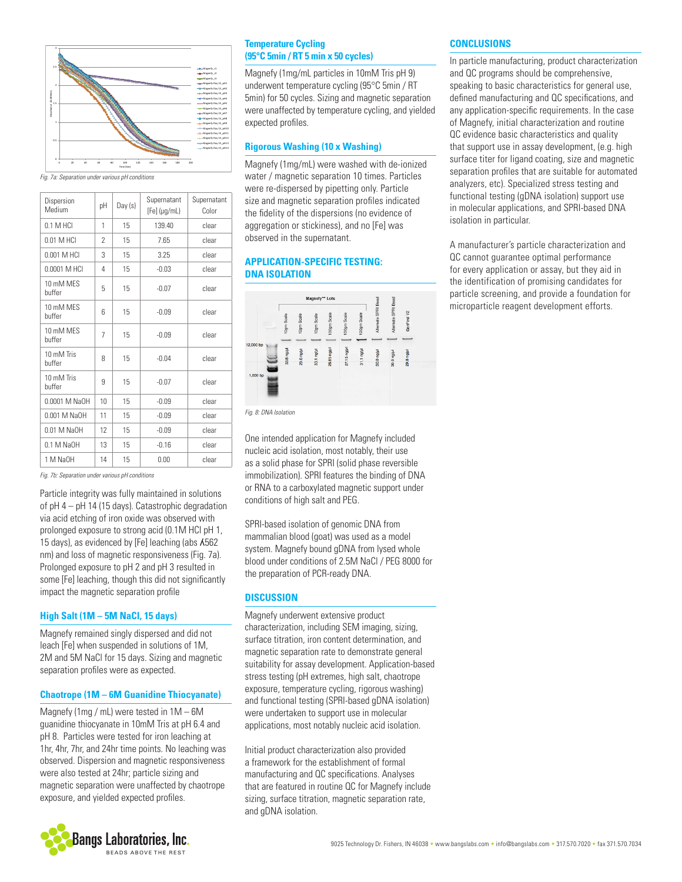Fig. 7a: Separation under various pH conditions

| Dispersion Medium | pH | Day (s) | Supernatant [Fe] (μg/mL) | Supernatant Color |
|---|---|---|---|---|
| 0.1 M HCl | 1 | 15 | 139.40 | clear |
| 0.01 M HCl | 2 | 15 | 7.65 | clear |
| 0.001 M HCl | 3 | 15 | 3.25 | clear |
| 0.0001 M HCl | 4 | 15 | -0.03 | clear |
| 10 mM MES buffer | 5 | 15 | -0.07 | clear |
| 10 mM MES buffer | 6 | 15 | -0.09 | clear |
| 10 mM MES buffer | 7 | 15 | -0.09 | clear |
| 10 mM Tris buffer | 8 | 15 | -0.04 | clear |
| 10 mM Tris buffer | 9 | 15 | -0.07 | clear |
| 0.0001 M NaOH | 10 | 15 | -0.09 | clear |
| 0.001 M NaOH | 11 | 15 | -0.09 | clear |
| 0.01 M NaOH | 12 | 15 | -0.09 | clear |
| 0.1 M NaOH | 13 | 15 | -0.16 | clear |
| 1 M NaOH | 14 | 15 | 0.00 | clear |

Fig. 7b: Separation under various pH conditions

Particle integrity was fully maintained in solutions of pH 4 – pH 14 (15 days). Catastrophic degradation via acid etching of iron oxide was observed with prolonged exposure to strong acid (0.1M HCl pH 1, 15 days), as evidenced by [Fe] leaching (abs λ562 nm) and loss of magnetic responsiveness (Fig. 7a). Prolonged exposure to pH 2 and pH 3 resulted in some [Fe] leaching, though this did not significantly impact the magnetic separation profile

### High Salt (1M – 5M NaCl, 15 days)

Magnefy remained singly dispersed and did not leach [Fe] when suspended in solutions of 1M, 2M and 5M NaCl for 15 days. Sizing and magnetic separation profiles were as expected.

### Chaotrope (1M – 6M Guanidine Thiocyanate)

Magnefy (1mg / mL) were tested in 1M – 6M guanidine thiocyanate in 10mM Tris at pH 6.4 and pH 8. Particles were tested for iron leaching at 1hr, 4hr, 7hr, and 24hr time points. No leaching was observed. Dispersion and magnetic responsiveness were also tested at 24hr; particle sizing and magnetic separation were unaffected by chaotrope exposure, and yielded expected profiles.

### Temperature Cycling (95°C 5min / RT 5 min x 50 cycles)

Magnefy (1mg/mL particles in 10mM Tris pH 9) underwent temperature cycling (95°C 5min / RT 5min) for 50 cycles. Sizing and magnetic separation were unaffected by temperature cycling, and yielded expected profiles.

### Rigorous Washing (10 x Washing)

Magnefy (1mg/mL) were washed with de-ionized water / magnetic separation 10 times. Particles were re-dispersed by pipetting only. Particle size and magnetic separation profiles indicated the fidelity of the dispersions (no evidence of aggregation or stickiness), and no [Fe] was observed in the supernatant.

## APPLICATION-SPECIFIC TESTING: DNA ISOLATION

Fig. 8: DNA Isolation

One intended application for Magnefy included nucleic acid isolation, most notably, their use as a solid phase for SPRI (solid phase reversible immobilization). SPRI features the binding of DNA or RNA to a carboxylated magnetic support under conditions of high salt and PEG.

SPRI-based isolation of genomic DNA from mammalian blood (goat) was used as a model system. Magnefy bound gDNA from lysed whole blood under conditions of 2.5M NaCl / PEG 8000 for the preparation of PCR-ready DNA.

## DISCUSSION

Magnefy underwent extensive product characterization, including SEM imaging, sizing, surface titration, iron content determination, and magnetic separation rate to demonstrate general suitability for assay development. Application-based stress testing (pH extremes, high salt, chaotrope exposure, temperature cycling, rigorous washing) and functional testing (SPRI-based gDNA isolation) were undertaken to support use in molecular applications, most notably nucleic acid isolation.

Initial product characterization also provided a framework for the establishment of formal manufacturing and QC specifications. Analyses that are featured in routine QC for Magnefy include sizing, surface titration, magnetic separation rate, and gDNA isolation.

## CONCLUSIONS

In particle manufacturing, product characterization and QC programs should be comprehensive, speaking to basic characteristics for general use, defined manufacturing and QC specifications, and any application-specific requirements. In the case of Magnefy, initial characterization and routine QC evidence basic characteristics and quality that support use in assay development, (e.g. high surface titer for ligand coating, size and magnetic separation profiles that are suitable for automated analyzers, etc). Specialized stress testing and functional testing (gDNA isolation) support use in molecular applications, and SPRI-based DNA isolation in particular.

A manufacturer's particle characterization and QC cannot guarantee optimal performance for every application or assay, but they aid in the identification of promising candidates for particle screening, and provide a foundation for microparticle reagent development efforts.

Bangs Laboratories, Inc. BEADS ABOVE THE REST

9025 Technology Dr. Fishers, IN 46038 • www.bangslabs.com • info@bangslabs.com • 317.570.7020 • fax 371.570.7034